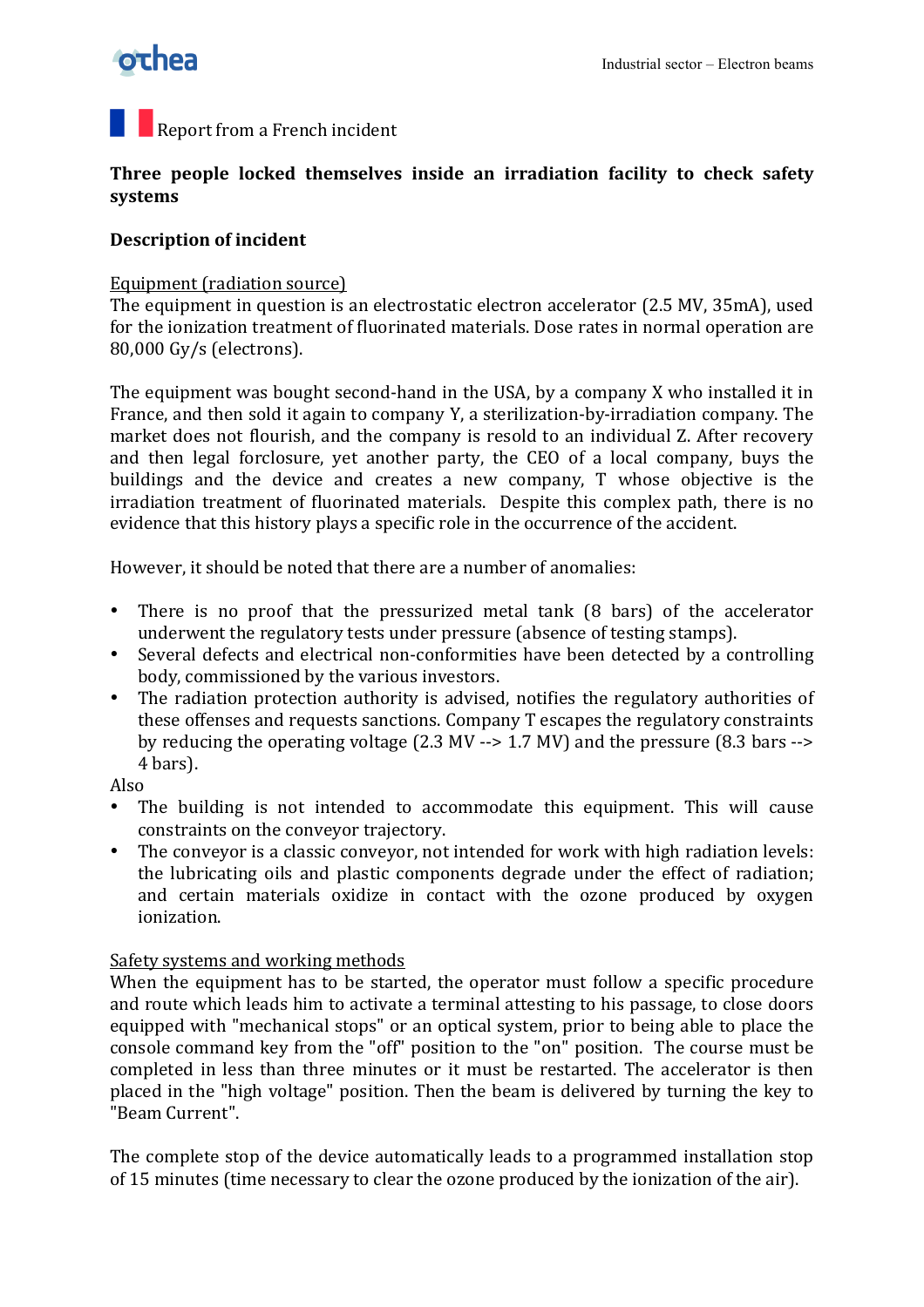Report from a French incident

## Three people locked themselves inside an irradiation facility to check safety systems

### Description of incident

Equipment (radiation source)

The equipment in question is an electrostatic electron accelerator (2.5 MV, 35mA), used for the ionization treatment of fluorinated materials. Dose rates in normal operation are 80,000 Gy/s (electrons).

The equipment was bought second-hand in the USA, by a company X who installed it in France, and then sold it again to company Y, a sterilization-by-irradiation company. The market does not flourish, and the company is resold to an individual Z. After recovery and then legal forclosure, yet another party, the CEO of a local company, buys the buildings and the device and creates a new company, T whose objective is the irradiation treatment of fluorinated materials. Despite this complex path, there is no evidence that this history plays a specific role in the occurrence of the accident.

However, it should be noted that there are a number of anomalies:

- There is no proof that the pressurized metal tank (8 bars) of the accelerator underwent the regulatory tests under pressure (absence of testing stamps).
- Several defects and electrical non-conformities have been detected by a controlling body, commissioned by the various investors.
- The radiation protection authority is advised, notifies the regulatory authorities of these offenses and requests sanctions. Company T escapes the regulatory constraints by reducing the operating voltage (2.3 MV --> 1.7 MV) and the pressure (8.3 bars --> 4 bars).

Also

- The building is not intended to accommodate this equipment. This will cause constraints on the conveyor trajectory.
- The conveyor is a classic conveyor, not intended for work with high radiation levels: the lubricating oils and plastic components degrade under the effect of radiation; and certain materials oxidize in contact with the ozone produced by oxygen ionization.

Safety systems and working methods

When the equipment has to be started, the operator must follow a specific procedure and route which leads him to activate a terminal attesting to his passage, to close doors equipped with "mechanical stops" or an optical system, prior to being able to place the console command key from the "off" position to the "on" position. The course must be completed in less than three minutes or it must be restarted. The accelerator is then placed in the "high voltage" position. Then the beam is delivered by turning the key to "Beam Current".

The complete stop of the device automatically leads to a programmed installation stop of 15 minutes (time necessary to clear the ozone produced by the ionization of the air).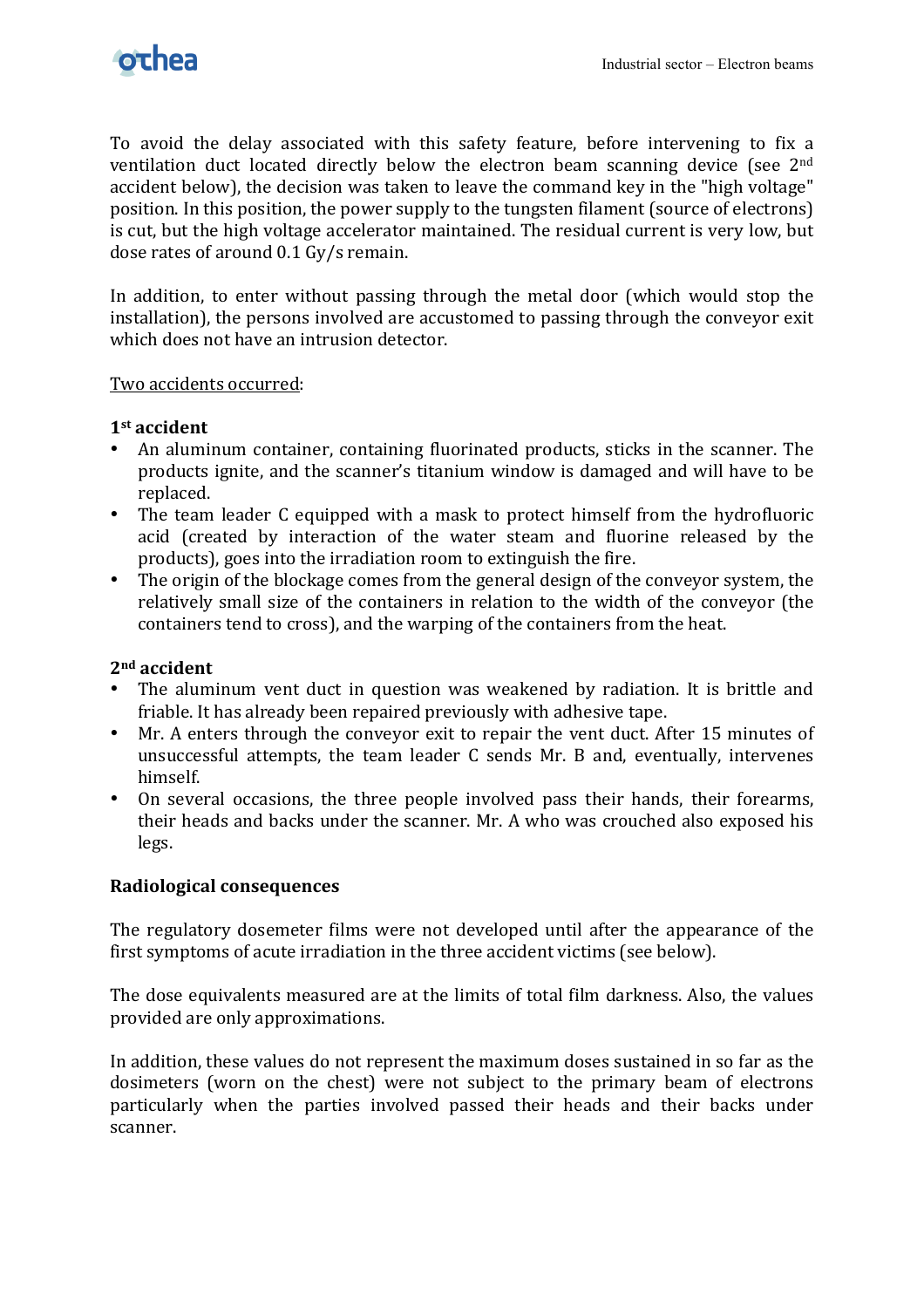To avoid the delay associated with this safety feature, before intervening to fix a ventilation duct located directly below the electron beam scanning device (see 2[nd] accident below), the decision was taken to leave the command key in the "high voltage" position. In this position, the power supply to the tungsten filament (source of electrons) is cut, but the high voltage accelerator maintained. The residual current is very low, but dose rates of around 0.1 Gy/s remain.

In addition, to enter without passing through the metal door (which would stop the installation), the persons involved are accustomed to passing through the conveyor exit which does not have an intrusion detector.

<u>Two accidents occurred</u>:

**1[st] accident**

- An aluminum container, containing fluorinated products, sticks in the scanner. The products ignite, and the scanner's titanium window is damaged and will have to be replaced.
- The team leader C equipped with a mask to protect himself from the hydrofluoric acid (created by interaction of the water steam and fluorine released by the products), goes into the irradiation room to extinguish the fire.
- The origin of the blockage comes from the general design of the conveyor system, the relatively small size of the containers in relation to the width of the conveyor (the containers tend to cross), and the warping of the containers from the heat.

**2[nd] accident**

- The aluminum vent duct in question was weakened by radiation. It is brittle and friable. It has already been repaired previously with adhesive tape.
- Mr. A enters through the conveyor exit to repair the vent duct. After 15 minutes of unsuccessful attempts, the team leader C sends Mr. B and, eventually, intervenes himself.
- On several occasions, the three people involved pass their hands, their forearms, their heads and backs under the scanner. Mr. A who was crouched also exposed his legs.

**Radiological consequences**

The regulatory dosemeter films were not developed until after the appearance of the first symptoms of acute irradiation in the three accident victims (see below).

The dose equivalents measured are at the limits of total film darkness. Also, the values provided are only approximations.

In addition, these values do not represent the maximum doses sustained in so far as the dosimeters (worn on the chest) were not subject to the primary beam of electrons particularly when the parties involved passed their heads and their backs under scanner.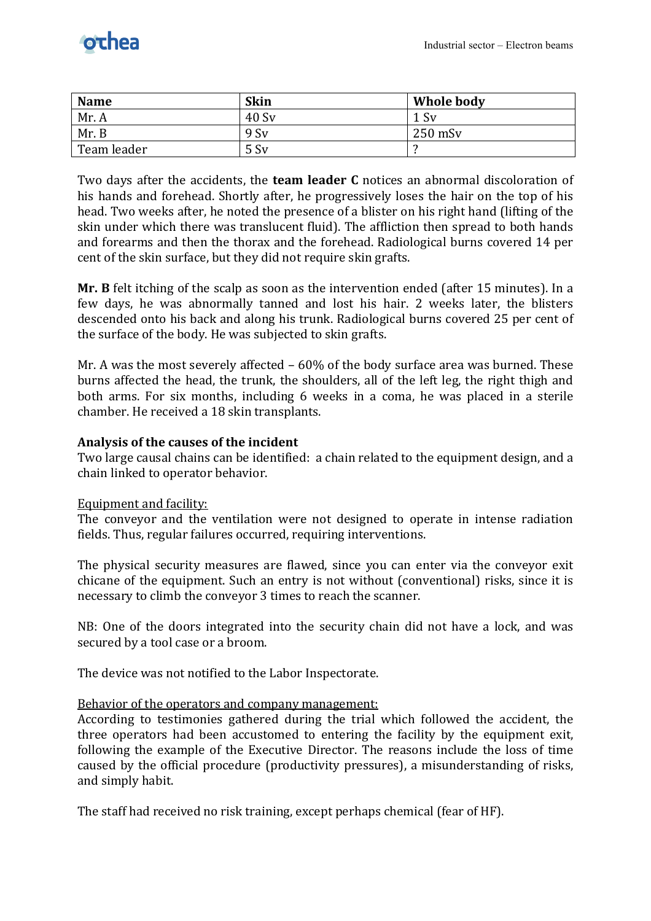| Name | Skin | Whole body |
| --- | --- | --- |
| Mr. A | 40 Sv | 1 Sv |
| Mr. B | 9 Sv | 250 mSv |
| Team leader | 5 Sv | ? |

Two days after the accidents, the **team leader C** notices an abnormal discoloration of his hands and forehead. Shortly after, he progressively loses the hair on the top of his head. Two weeks after, he noted the presence of a blister on his right hand (lifting of the skin under which there was translucent fluid). The affliction then spread to both hands and forearms and then the thorax and the forehead. Radiological burns covered 14 per cent of the skin surface, but they did not require skin grafts.

**Mr. B** felt itching of the scalp as soon as the intervention ended (after 15 minutes). In a few days, he was abnormally tanned and lost his hair. 2 weeks later, the blisters descended onto his back and along his trunk. Radiological burns covered 25 per cent of the surface of the body. He was subjected to skin grafts.

Mr. A was the most severely affected – 60% of the body surface area was burned. These burns affected the head, the trunk, the shoulders, all of the left leg, the right thigh and both arms. For six months, including 6 weeks in a coma, he was placed in a sterile chamber. He received a 18 skin transplants.

### Analysis of the causes of the incident

Two large causal chains can be identified: a chain related to the equipment design, and a chain linked to operator behavior.

<u>Equipment and facility:</u>

The conveyor and the ventilation were not designed to operate in intense radiation fields. Thus, regular failures occurred, requiring interventions.

The physical security measures are flawed, since you can enter via the conveyor exit chicane of the equipment. Such an entry is not without (conventional) risks, since it is necessary to climb the conveyor 3 times to reach the scanner.

NB: One of the doors integrated into the security chain did not have a lock, and was secured by a tool case or a broom.

The device was not notified to the Labor Inspectorate.

<u>Behavior of the operators and company management:</u>

According to testimonies gathered during the trial which followed the accident, the three operators had been accustomed to entering the facility by the equipment exit, following the example of the Executive Director. The reasons include the loss of time caused by the official procedure (productivity pressures), a misunderstanding of risks, and simply habit.

The staff had received no risk training, except perhaps chemical (fear of HF).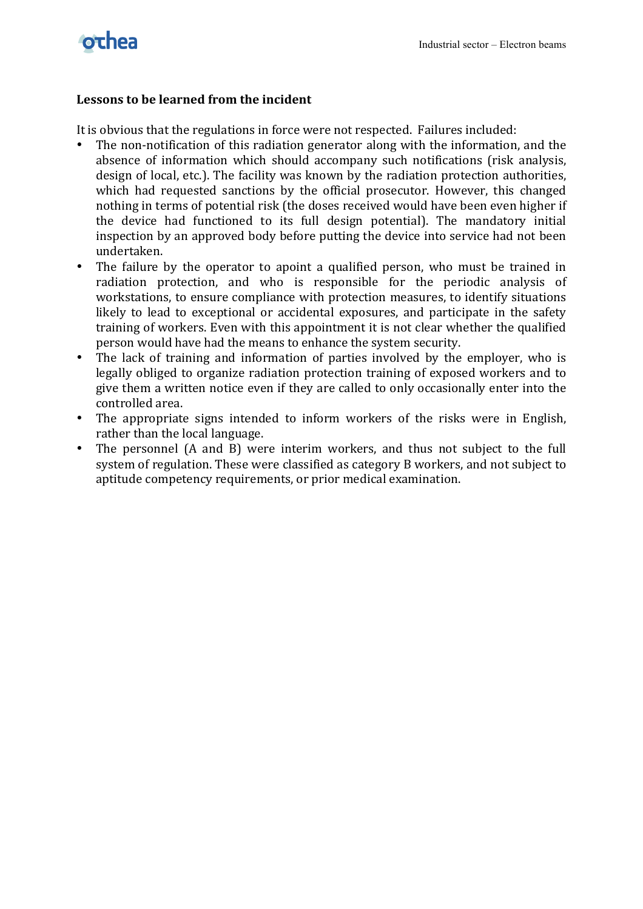**Lessons to be learned from the incident**

It is obvious that the regulations in force were not respected. Failures included:

- The non-notification of this radiation generator along with the information, and the absence of information which should accompany such notifications (risk analysis, design of local, etc.). The facility was known by the radiation protection authorities, which had requested sanctions by the official prosecutor. However, this changed nothing in terms of potential risk (the doses received would have been even higher if the device had functioned to its full design potential). The mandatory initial inspection by an approved body before putting the device into service had not been undertaken.
- The failure by the operator to apoint a qualified person, who must be trained in radiation protection, and who is responsible for the periodic analysis of workstations, to ensure compliance with protection measures, to identify situations likely to lead to exceptional or accidental exposures, and participate in the safety training of workers. Even with this appointment it is not clear whether the qualified person would have had the means to enhance the system security.
- The lack of training and information of parties involved by the employer, who is legally obliged to organize radiation protection training of exposed workers and to give them a written notice even if they are called to only occasionally enter into the controlled area.
- The appropriate signs intended to inform workers of the risks were in English, rather than the local language.
- The personnel (A and B) were interim workers, and thus not subject to the full system of regulation. These were classified as category B workers, and not subject to aptitude competency requirements, or prior medical examination.